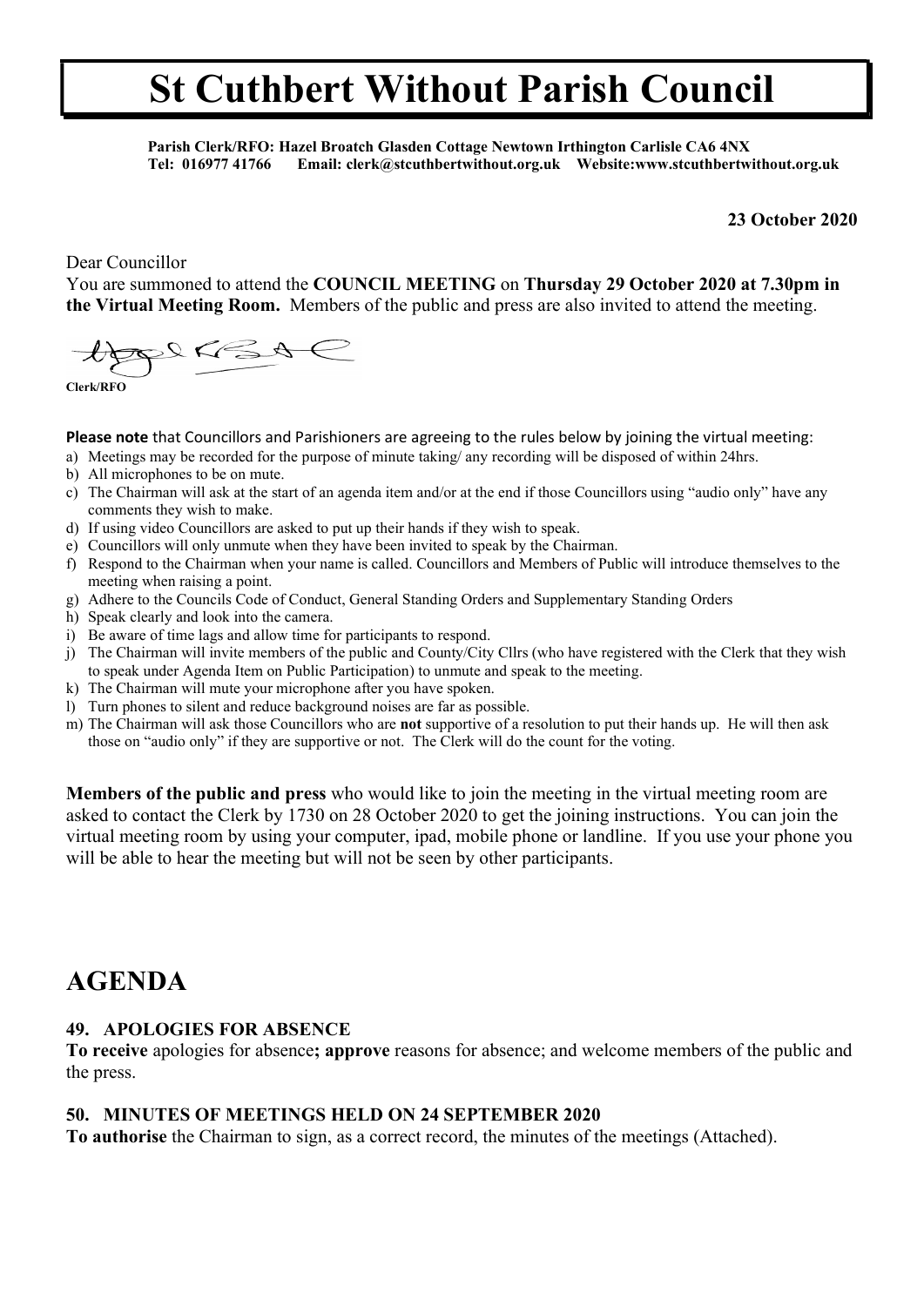# St Cuthbert Without Parish Council

**Parish Clerk/RFO: Hazel Broatch Glasden Cottage Newtown Irthington Carlisle CA6 4NX**
**Tel: 016977 41766 Email: clerk@stcuthbertwithout.org.uk Website:www.stcuthbertwithout.org.uk**

**23 October 2020**

Dear Councillor

You are summoned to attend the **COUNCIL MEETING** on **Thursday 29 October 2020 at 7.30pm in the Virtual Meeting Room.** Members of the public and press are also invited to attend the meeting.

**Clerk/RFO**

**Please note** that Councillors and Parishioners are agreeing to the rules below by joining the virtual meeting:

a) Meetings may be recorded for the purpose of minute taking/ any recording will be disposed of within 24hrs.
b) All microphones to be on mute.
c) The Chairman will ask at the start of an agenda item and/or at the end if those Councillors using "audio only" have any comments they wish to make.
d) If using video Councillors are asked to put up their hands if they wish to speak.
e) Councillors will only unmute when they have been invited to speak by the Chairman.
f) Respond to the Chairman when your name is called. Councillors and Members of Public will introduce themselves to the meeting when raising a point.
g) Adhere to the Councils Code of Conduct, General Standing Orders and Supplementary Standing Orders
h) Speak clearly and look into the camera.
i) Be aware of time lags and allow time for participants to respond.
j) The Chairman will invite members of the public and County/City Cllrs (who have registered with the Clerk that they wish to speak under Agenda Item on Public Participation) to unmute and speak to the meeting.
k) The Chairman will mute your microphone after you have spoken.
l) Turn phones to silent and reduce background noises are far as possible.
m) The Chairman will ask those Councillors who are **not** supportive of a resolution to put their hands up. He will then ask those on "audio only" if they are supportive or not. The Clerk will do the count for the voting.

**Members of the public and press** who would like to join the meeting in the virtual meeting room are asked to contact the Clerk by 1730 on 28 October 2020 to get the joining instructions. You can join the virtual meeting room by using your computer, ipad, mobile phone or landline. If you use your phone you will be able to hear the meeting but will not be seen by other participants.

## AGENDA

### 49. APOLOGIES FOR ABSENCE

**To receive** apologies for absence**; approve** reasons for absence; and welcome members of the public and the press.

### 50. MINUTES OF MEETINGS HELD ON 24 SEPTEMBER 2020

**To authorise** the Chairman to sign, as a correct record, the minutes of the meetings (Attached).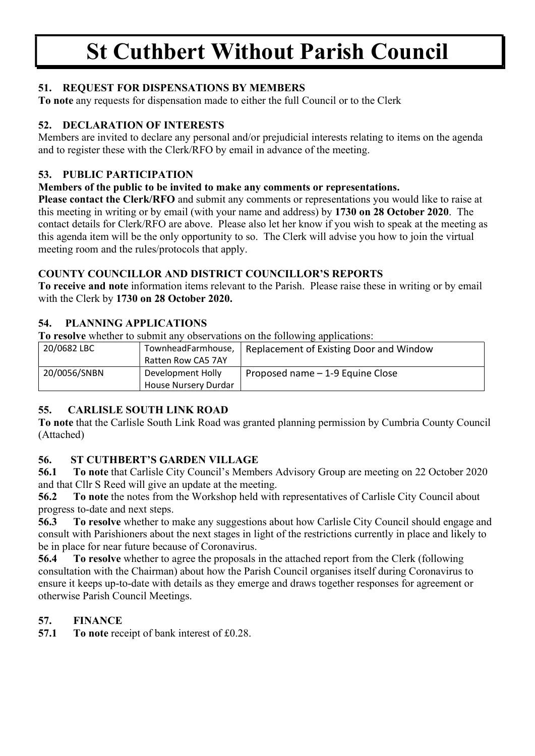# St Cuthbert Without Parish Council

### 51. REQUEST FOR DISPENSATIONS BY MEMBERS

**To note** any requests for dispensation made to either the full Council or to the Clerk

### 52. DECLARATION OF INTERESTS

Members are invited to declare any personal and/or prejudicial interests relating to items on the agenda and to register these with the Clerk/RFO by email in advance of the meeting.

### 53. PUBLIC PARTICIPATION

**Members of the public to be invited to make any comments or representations.**

**Please contact the Clerk/RFO** and submit any comments or representations you would like to raise at this meeting in writing or by email (with your name and address) by **1730 on 28 October 2020**. The contact details for Clerk/RFO are above. Please also let her know if you wish to speak at the meeting as this agenda item will be the only opportunity to so. The Clerk will advise you how to join the virtual meeting room and the rules/protocols that apply.

### COUNTY COUNCILLOR AND DISTRICT COUNCILLOR'S REPORTS

**To receive and note** information items relevant to the Parish. Please raise these in writing or by email with the Clerk by **1730 on 28 October 2020.**

### 54. PLANNING APPLICATIONS

**To resolve** whether to submit any observations on the following applications:

| 20/0682 LBC | TownheadFarmhouse, Ratten Row CA5 7AY | Replacement of Existing Door and Window |
|---|---|---|
| 20/0056/SNBN | Development Holly House Nursery Durdar | Proposed name – 1-9 Equine Close |

### 55. CARLISLE SOUTH LINK ROAD

**To note** that the Carlisle South Link Road was granted planning permission by Cumbria County Council (Attached)

### 56. ST CUTHBERT'S GARDEN VILLAGE

**56.1 To note** that Carlisle City Council's Members Advisory Group are meeting on 22 October 2020 and that Cllr S Reed will give an update at the meeting.

**56.2 To note** the notes from the Workshop held with representatives of Carlisle City Council about progress to-date and next steps.

**56.3 To resolve** whether to make any suggestions about how Carlisle City Council should engage and consult with Parishioners about the next stages in light of the restrictions currently in place and likely to be in place for near future because of Coronavirus.

**56.4 To resolve** whether to agree the proposals in the attached report from the Clerk (following consultation with the Chairman) about how the Parish Council organises itself during Coronavirus to ensure it keeps up-to-date with details as they emerge and draws together responses for agreement or otherwise Parish Council Meetings.

### 57. FINANCE

**57.1 To note** receipt of bank interest of £0.28.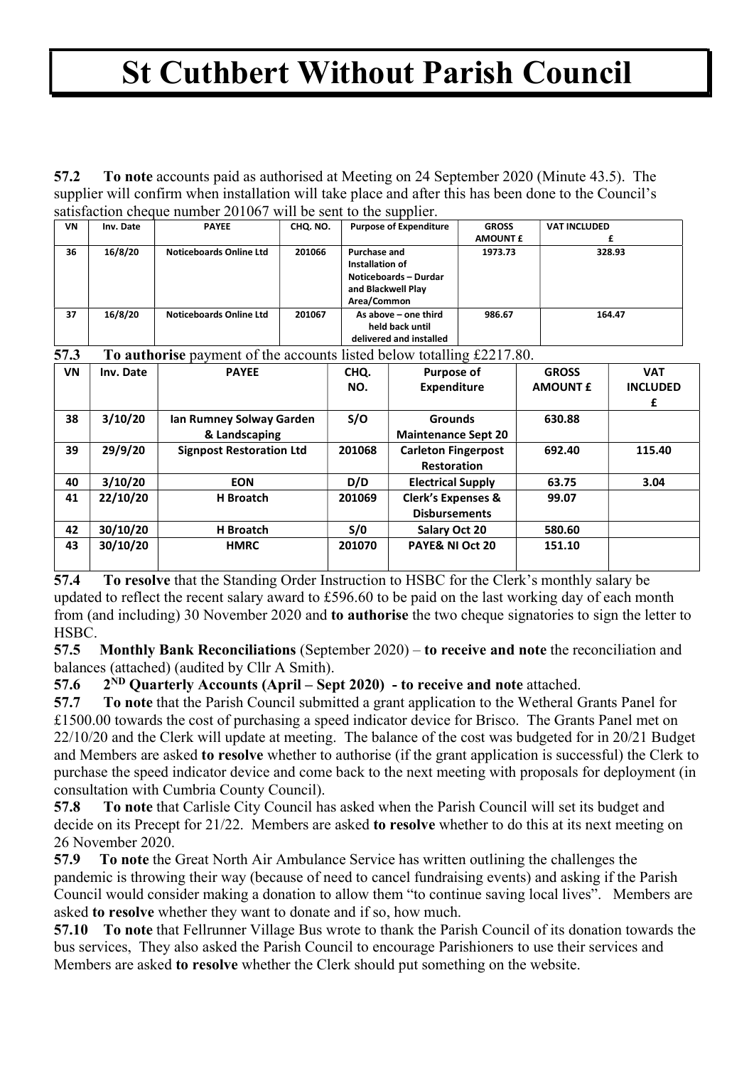# St Cuthbert Without Parish Council

**57.2 To note** accounts paid as authorised at Meeting on 24 September 2020 (Minute 43.5). The supplier will confirm when installation will take place and after this has been done to the Council's satisfaction cheque number 201067 will be sent to the supplier.

| VN | Inv. Date | PAYEE | CHQ. NO. | Purpose of Expenditure | GROSS AMOUNT £ | VAT INCLUDED £ |
|---|---|---|---|---|---|---|
| 36 | 16/8/20 | Noticeboards Online Ltd | 201066 | Purchase and Installation of Noticeboards – Durdar and Blackwell Play Area/Common | 1973.73 | 328.93 |
| 37 | 16/8/20 | Noticeboards Online Ltd | 201067 | As above – one third held back until delivered and installed | 986.67 | 164.47 |

**57.3 To authorise** payment of the accounts listed below totalling £2217.80.

| VN | Inv. Date | PAYEE | CHQ. NO. | Purpose of Expenditure | GROSS AMOUNT £ | VAT INCLUDED £ |
|---|---|---|---|---|---|---|
| 38 | 3/10/20 | Ian Rumney Solway Garden & Landscaping | S/O | Grounds Maintenance Sept 20 | 630.88 | |
| 39 | 29/9/20 | Signpost Restoration Ltd | 201068 | Carleton Fingerpost Restoration | 692.40 | 115.40 |
| 40 | 3/10/20 | EON | D/D | Electrical Supply | 63.75 | 3.04 |
| 41 | 22/10/20 | H Broatch | 201069 | Clerk's Expenses & Disbursements | 99.07 | |
| 42 | 30/10/20 | H Broatch | S/0 | Salary Oct 20 | 580.60 | |
| 43 | 30/10/20 | HMRC | 201070 | PAYE& NI Oct 20 | 151.10 | |

**57.4 To resolve** that the Standing Order Instruction to HSBC for the Clerk's monthly salary be updated to reflect the recent salary award to £596.60 to be paid on the last working day of each month from (and including) 30 November 2020 and **to authorise** the two cheque signatories to sign the letter to HSBC.

**57.5 Monthly Bank Reconciliations** (September 2020) – **to receive and note** the reconciliation and balances (attached) (audited by Cllr A Smith).

**57.6 2ND Quarterly Accounts (April – Sept 2020) - to receive and note** attached.

**57.7 To note** that the Parish Council submitted a grant application to the Wetheral Grants Panel for £1500.00 towards the cost of purchasing a speed indicator device for Brisco. The Grants Panel met on 22/10/20 and the Clerk will update at meeting. The balance of the cost was budgeted for in 20/21 Budget and Members are asked **to resolve** whether to authorise (if the grant application is successful) the Clerk to purchase the speed indicator device and come back to the next meeting with proposals for deployment (in consultation with Cumbria County Council).

**57.8 To note** that Carlisle City Council has asked when the Parish Council will set its budget and decide on its Precept for 21/22. Members are asked **to resolve** whether to do this at its next meeting on 26 November 2020.

**57.9 To note** the Great North Air Ambulance Service has written outlining the challenges the pandemic is throwing their way (because of need to cancel fundraising events) and asking if the Parish Council would consider making a donation to allow them "to continue saving local lives". Members are asked **to resolve** whether they want to donate and if so, how much.

**57.10 To note** that Fellrunner Village Bus wrote to thank the Parish Council of its donation towards the bus services, They also asked the Parish Council to encourage Parishioners to use their services and Members are asked **to resolve** whether the Clerk should put something on the website.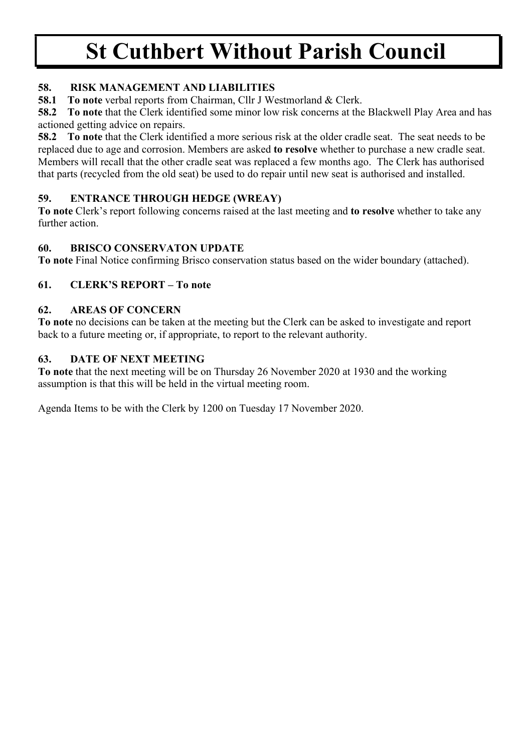# St Cuthbert Without Parish Council

**58. RISK MANAGEMENT AND LIABILITIES**

**58.1 To note** verbal reports from Chairman, Cllr J Westmorland & Clerk.

**58.2 To note** that the Clerk identified some minor low risk concerns at the Blackwell Play Area and has actioned getting advice on repairs.

**58.2 To note** that the Clerk identified a more serious risk at the older cradle seat. The seat needs to be replaced due to age and corrosion. Members are asked **to resolve** whether to purchase a new cradle seat. Members will recall that the other cradle seat was replaced a few months ago. The Clerk has authorised that parts (recycled from the old seat) be used to do repair until new seat is authorised and installed.

**59. ENTRANCE THROUGH HEDGE (WREAY)**

**To note** Clerk's report following concerns raised at the last meeting and **to resolve** whether to take any further action.

**60. BRISCO CONSERVATON UPDATE**

**To note** Final Notice confirming Brisco conservation status based on the wider boundary (attached).

**61. CLERK'S REPORT – To note**

**62. AREAS OF CONCERN**

**To note** no decisions can be taken at the meeting but the Clerk can be asked to investigate and report back to a future meeting or, if appropriate, to report to the relevant authority.

**63. DATE OF NEXT MEETING**

**To note** that the next meeting will be on Thursday 26 November 2020 at 1930 and the working assumption is that this will be held in the virtual meeting room.

Agenda Items to be with the Clerk by 1200 on Tuesday 17 November 2020.